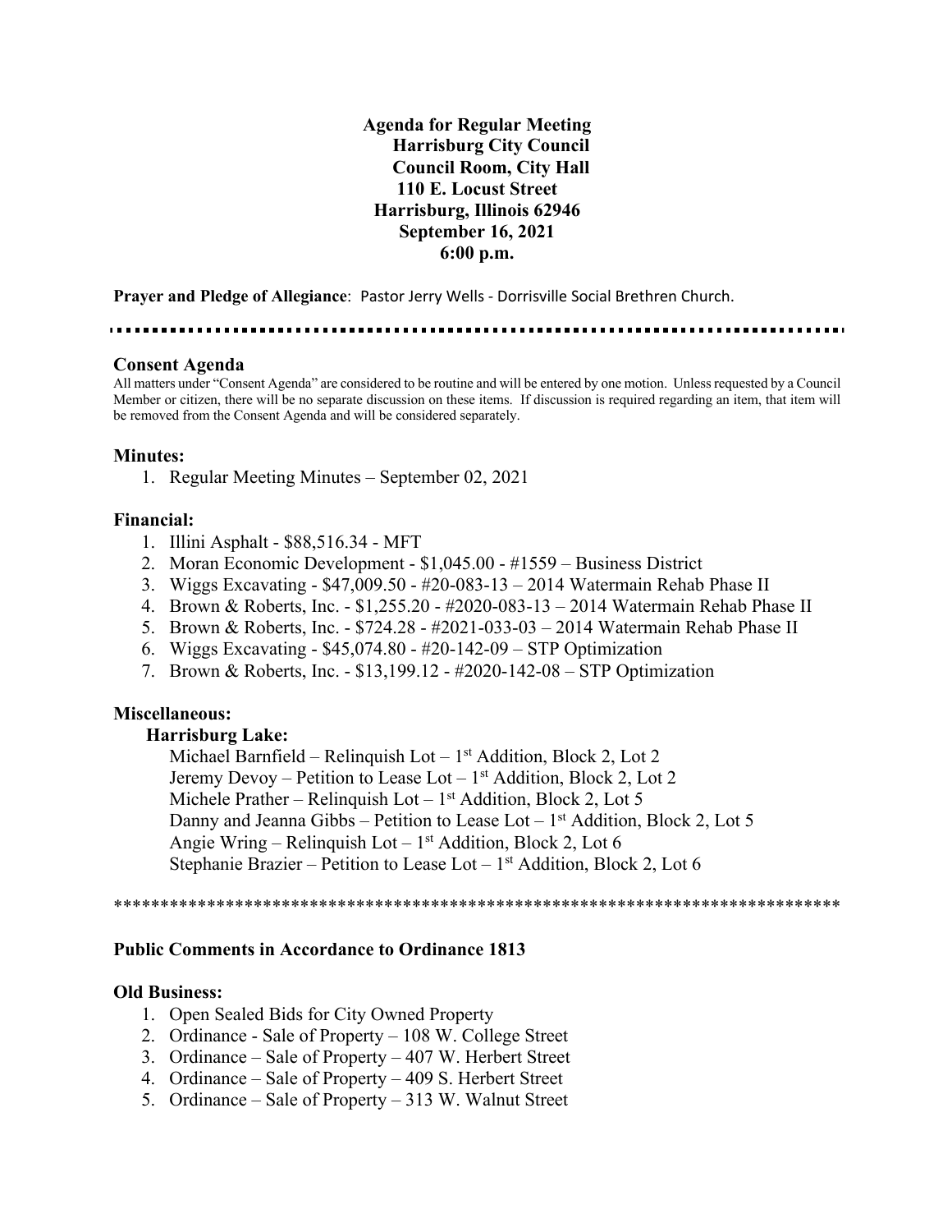**Agenda for Regular Meeting**
**Harrisburg City Council**
**Council Room, City Hall**
**110 E. Locust Street**
**Harrisburg, Illinois 62946**
**September 16, 2021**
**6:00 p.m.**

**Prayer and Pledge of Allegiance**: Pastor Jerry Wells - Dorrisville Social Brethren Church.

---

## Consent Agenda

All matters under "Consent Agenda" are considered to be routine and will be entered by one motion. Unless requested by a Council Member or citizen, there will be no separate discussion on these items. If discussion is required regarding an item, that item will be removed from the Consent Agenda and will be considered separately.

### Minutes:

1. Regular Meeting Minutes – September 02, 2021

### Financial:

1. Illini Asphalt - $88,516.34 - MFT
2. Moran Economic Development - $1,045.00 - #1559 – Business District
3. Wiggs Excavating - $47,009.50 - #20-083-13 – 2014 Watermain Rehab Phase II
4. Brown & Roberts, Inc. - $1,255.20 - #2020-083-13 – 2014 Watermain Rehab Phase II
5. Brown & Roberts, Inc. - $724.28 - #2021-033-03 – 2014 Watermain Rehab Phase II
6. Wiggs Excavating - $45,074.80 - #20-142-09 – STP Optimization
7. Brown & Roberts, Inc. - $13,199.12 - #2020-142-08 – STP Optimization

### Miscellaneous:

**Harrisburg Lake:**

Michael Barnfield – Relinquish Lot – 1st Addition, Block 2, Lot 2
Jeremy Devoy – Petition to Lease Lot – 1st Addition, Block 2, Lot 2
Michele Prather – Relinquish Lot – 1st Addition, Block 2, Lot 5
Danny and Jeanna Gibbs – Petition to Lease Lot – 1st Addition, Block 2, Lot 5
Angie Wring – Relinquish Lot – 1st Addition, Block 2, Lot 6
Stephanie Brazier – Petition to Lease Lot – 1st Addition, Block 2, Lot 6

********************************************************************************

### Public Comments in Accordance to Ordinance 1813

### Old Business:

1. Open Sealed Bids for City Owned Property
2. Ordinance - Sale of Property – 108 W. College Street
3. Ordinance – Sale of Property – 407 W. Herbert Street
4. Ordinance – Sale of Property – 409 S. Herbert Street
5. Ordinance – Sale of Property – 313 W. Walnut Street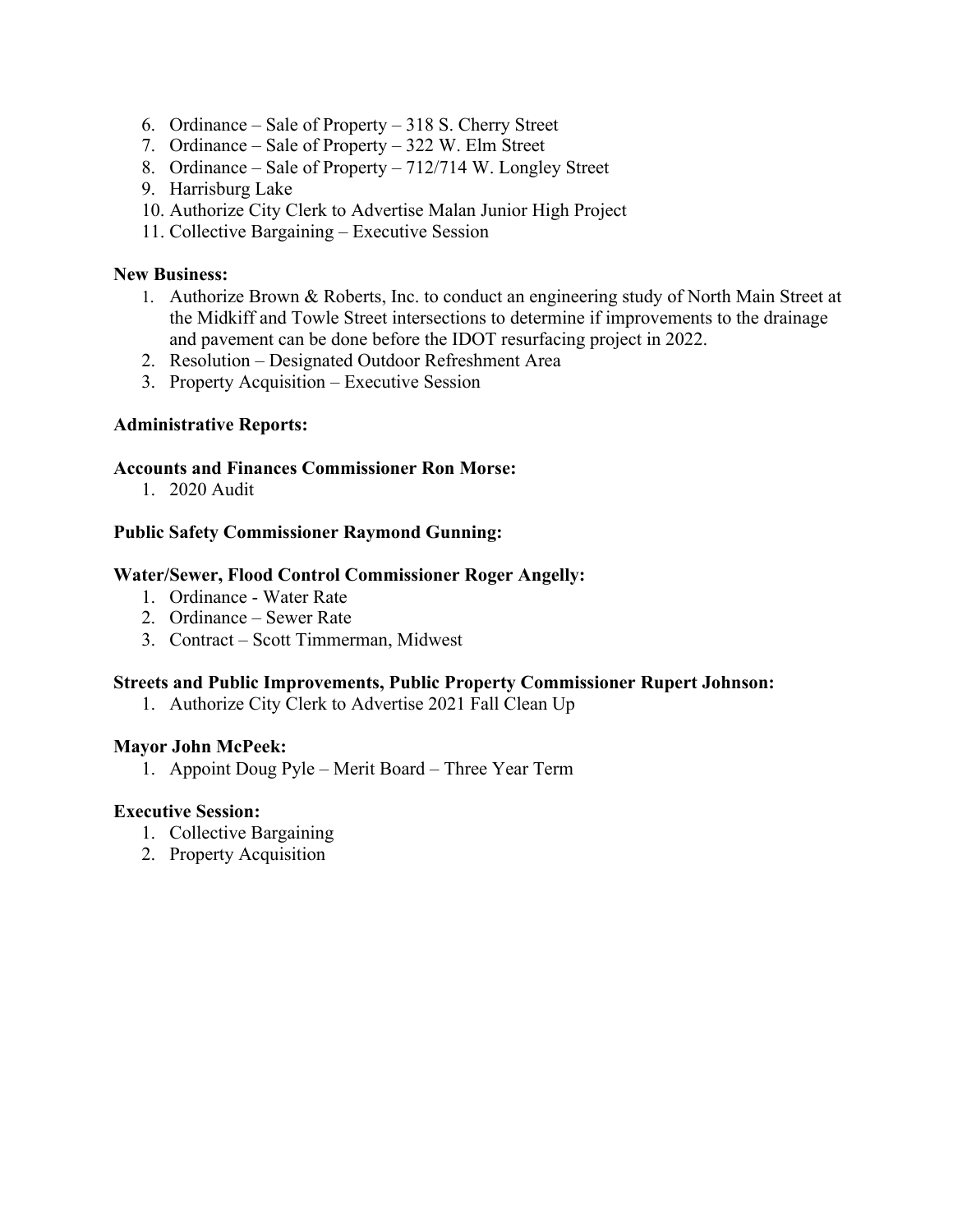6. Ordinance – Sale of Property – 318 S. Cherry Street
7. Ordinance – Sale of Property – 322 W. Elm Street
8. Ordinance – Sale of Property – 712/714 W. Longley Street
9. Harrisburg Lake
10. Authorize City Clerk to Advertise Malan Junior High Project
11. Collective Bargaining – Executive Session

**New Business:**

1. Authorize Brown & Roberts, Inc. to conduct an engineering study of North Main Street at the Midkiff and Towle Street intersections to determine if improvements to the drainage and pavement can be done before the IDOT resurfacing project in 2022.
2. Resolution – Designated Outdoor Refreshment Area
3. Property Acquisition – Executive Session

**Administrative Reports:**

**Accounts and Finances Commissioner Ron Morse:**

1. 2020 Audit

**Public Safety Commissioner Raymond Gunning:**

**Water/Sewer, Flood Control Commissioner Roger Angelly:**

1. Ordinance - Water Rate
2. Ordinance – Sewer Rate
3. Contract – Scott Timmerman, Midwest

**Streets and Public Improvements, Public Property Commissioner Rupert Johnson:**

1. Authorize City Clerk to Advertise 2021 Fall Clean Up

**Mayor John McPeek:**

1. Appoint Doug Pyle – Merit Board – Three Year Term

**Executive Session:**

1. Collective Bargaining
2. Property Acquisition